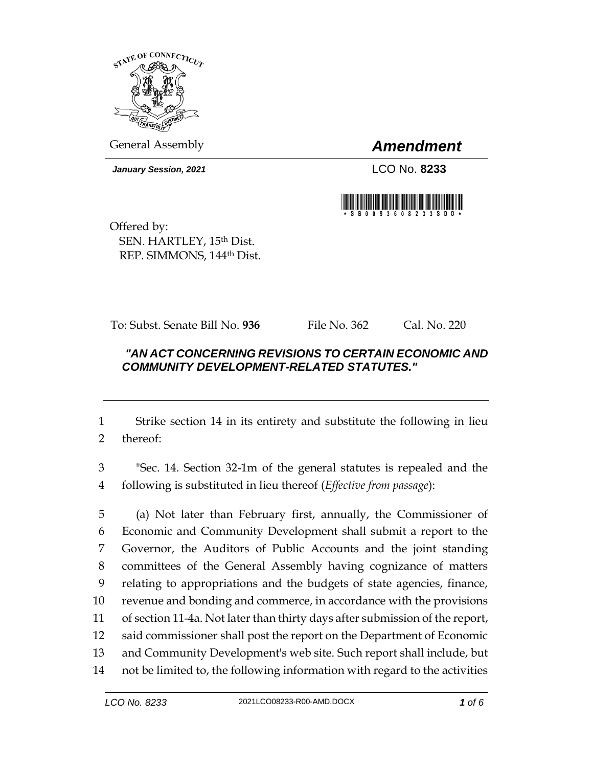General Assembly

# *Amendment*

***January Session, 2021***

LCO No. **8233**

\* S B 0 0 9 3 6 0 8 2 3 3 S D O \*

Offered by:
SEN. HARTLEY, 15th Dist.
REP. SIMMONS, 144th Dist.

To: Subst. Senate Bill No. **936** File No. 362 Cal. No. 220

***"AN ACT CONCERNING REVISIONS TO CERTAIN ECONOMIC AND COMMUNITY DEVELOPMENT-RELATED STATUTES."***

1 Strike section 14 in its entirety and substitute the following in lieu
2 thereof:

3 "Sec. 14. Section 32-1m of the general statutes is repealed and the
4 following is substituted in lieu thereof (*Effective from passage*):

5 (a) Not later than February first, annually, the Commissioner of
6 Economic and Community Development shall submit a report to the
7 Governor, the Auditors of Public Accounts and the joint standing
8 committees of the General Assembly having cognizance of matters
9 relating to appropriations and the budgets of state agencies, finance,
10 revenue and bonding and commerce, in accordance with the provisions
11 of section 11-4a. Not later than thirty days after submission of the report,
12 said commissioner shall post the report on the Department of Economic
13 and Community Development's web site. Such report shall include, but
14 not be limited to, the following information with regard to the activities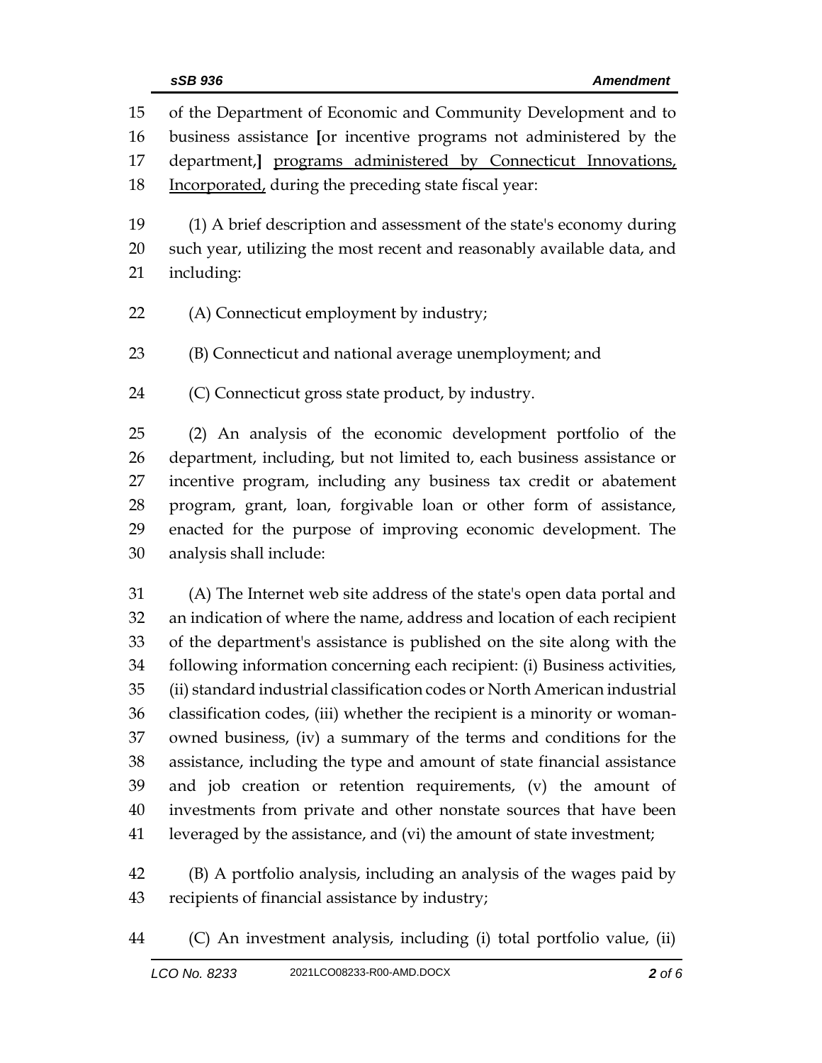of the Department of Economic and Community Development and to business assistance [or incentive programs not administered by the department,] <u>programs administered by Connecticut Innovations, Incorporated,</u> during the preceding state fiscal year:

(1) A brief description and assessment of the state's economy during such year, utilizing the most recent and reasonably available data, and including:

(A) Connecticut employment by industry;

(B) Connecticut and national average unemployment; and

(C) Connecticut gross state product, by industry.

(2) An analysis of the economic development portfolio of the department, including, but not limited to, each business assistance or incentive program, including any business tax credit or abatement program, grant, loan, forgivable loan or other form of assistance, enacted for the purpose of improving economic development. The analysis shall include:

(A) The Internet web site address of the state's open data portal and an indication of where the name, address and location of each recipient of the department's assistance is published on the site along with the following information concerning each recipient: (i) Business activities, (ii) standard industrial classification codes or North American industrial classification codes, (iii) whether the recipient is a minority or woman-owned business, (iv) a summary of the terms and conditions for the assistance, including the type and amount of state financial assistance and job creation or retention requirements, (v) the amount of investments from private and other nonstate sources that have been leveraged by the assistance, and (vi) the amount of state investment;

(B) A portfolio analysis, including an analysis of the wages paid by recipients of financial assistance by industry;

(C) An investment analysis, including (i) total portfolio value, (ii)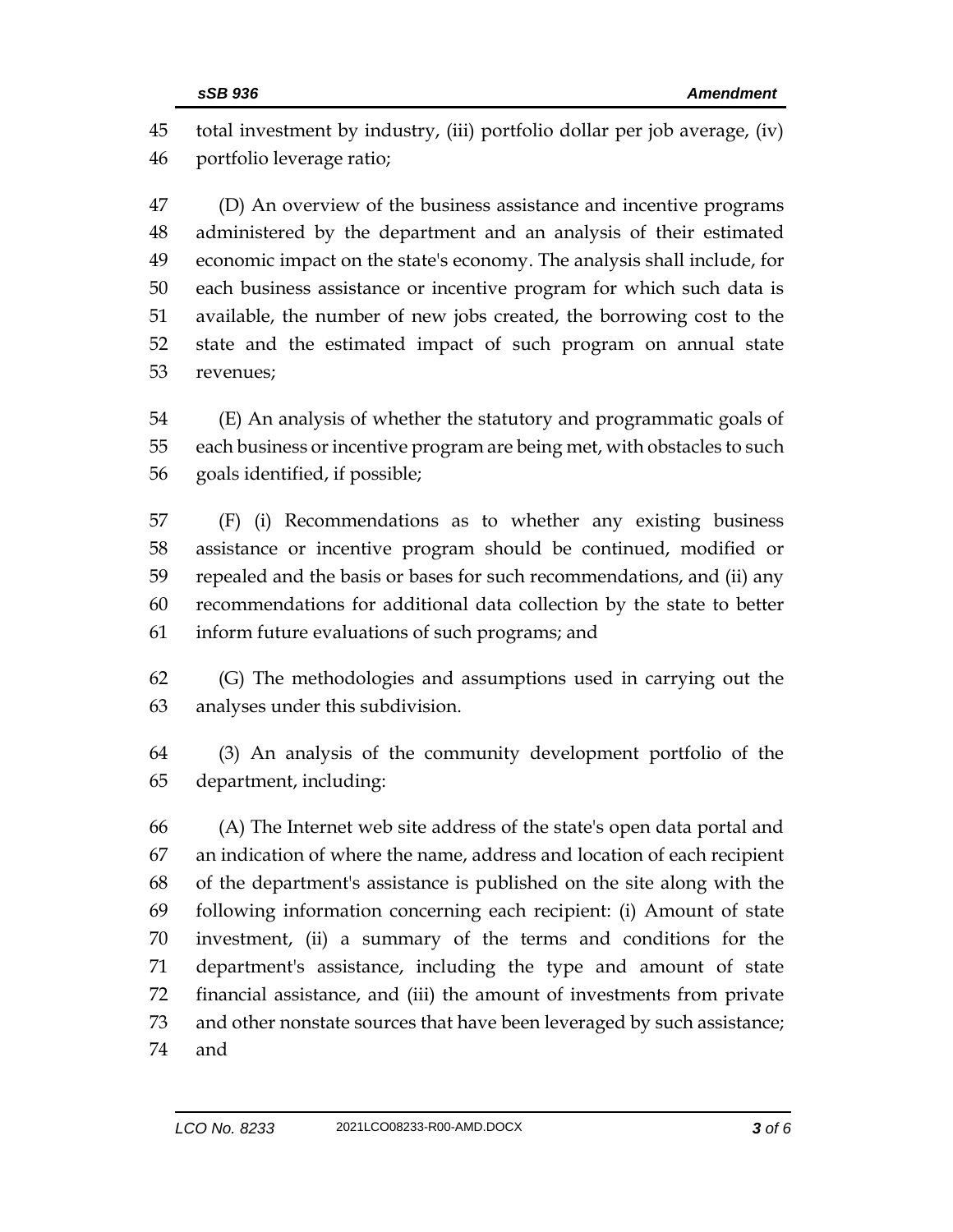total investment by industry, (iii) portfolio dollar per job average, (iv) portfolio leverage ratio;

(D) An overview of the business assistance and incentive programs administered by the department and an analysis of their estimated economic impact on the state's economy. The analysis shall include, for each business assistance or incentive program for which such data is available, the number of new jobs created, the borrowing cost to the state and the estimated impact of such program on annual state revenues;

(E) An analysis of whether the statutory and programmatic goals of each business or incentive program are being met, with obstacles to such goals identified, if possible;

(F) (i) Recommendations as to whether any existing business assistance or incentive program should be continued, modified or repealed and the basis or bases for such recommendations, and (ii) any recommendations for additional data collection by the state to better inform future evaluations of such programs; and

(G) The methodologies and assumptions used in carrying out the analyses under this subdivision.

(3) An analysis of the community development portfolio of the department, including:

(A) The Internet web site address of the state's open data portal and an indication of where the name, address and location of each recipient of the department's assistance is published on the site along with the following information concerning each recipient: (i) Amount of state investment, (ii) a summary of the terms and conditions for the department's assistance, including the type and amount of state financial assistance, and (iii) the amount of investments from private and other nonstate sources that have been leveraged by such assistance; and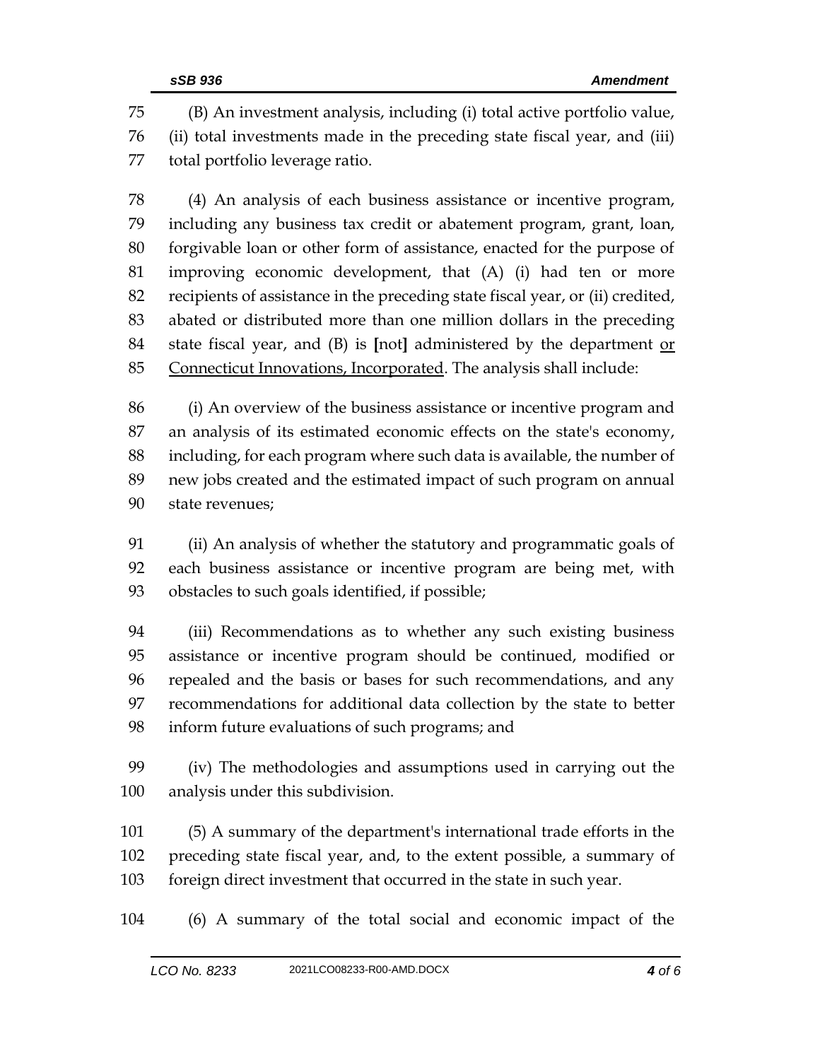(B) An investment analysis, including (i) total active portfolio value, (ii) total investments made in the preceding state fiscal year, and (iii) total portfolio leverage ratio.

(4) An analysis of each business assistance or incentive program, including any business tax credit or abatement program, grant, loan, forgivable loan or other form of assistance, enacted for the purpose of improving economic development, that (A) (i) had ten or more recipients of assistance in the preceding state fiscal year, or (ii) credited, abated or distributed more than one million dollars in the preceding state fiscal year, and (B) is **[**not**]** administered by the department <u>or Connecticut Innovations, Incorporated</u>. The analysis shall include:

(i) An overview of the business assistance or incentive program and an analysis of its estimated economic effects on the state's economy, including, for each program where such data is available, the number of new jobs created and the estimated impact of such program on annual state revenues;

(ii) An analysis of whether the statutory and programmatic goals of each business assistance or incentive program are being met, with obstacles to such goals identified, if possible;

(iii) Recommendations as to whether any such existing business assistance or incentive program should be continued, modified or repealed and the basis or bases for such recommendations, and any recommendations for additional data collection by the state to better inform future evaluations of such programs; and

(iv) The methodologies and assumptions used in carrying out the analysis under this subdivision.

(5) A summary of the department's international trade efforts in the preceding state fiscal year, and, to the extent possible, a summary of foreign direct investment that occurred in the state in such year.

(6) A summary of the total social and economic impact of the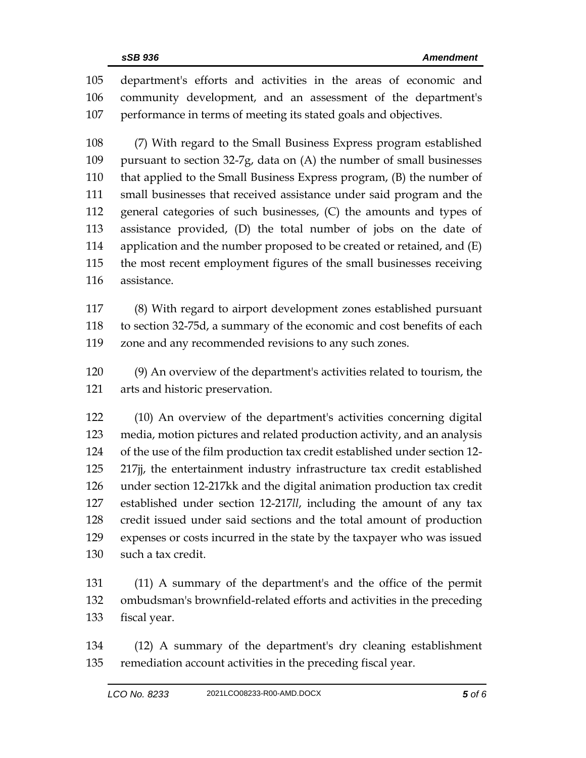department's efforts and activities in the areas of economic and community development, and an assessment of the department's performance in terms of meeting its stated goals and objectives.

(7) With regard to the Small Business Express program established pursuant to section 32-7g, data on (A) the number of small businesses that applied to the Small Business Express program, (B) the number of small businesses that received assistance under said program and the general categories of such businesses, (C) the amounts and types of assistance provided, (D) the total number of jobs on the date of application and the number proposed to be created or retained, and (E) the most recent employment figures of the small businesses receiving assistance.

(8) With regard to airport development zones established pursuant to section 32-75d, a summary of the economic and cost benefits of each zone and any recommended revisions to any such zones.

(9) An overview of the department's activities related to tourism, the arts and historic preservation.

(10) An overview of the department's activities concerning digital media, motion pictures and related production activity, and an analysis of the use of the film production tax credit established under section 12-217jj, the entertainment industry infrastructure tax credit established under section 12-217kk and the digital animation production tax credit established under section 12-217*ll*, including the amount of any tax credit issued under said sections and the total amount of production expenses or costs incurred in the state by the taxpayer who was issued such a tax credit.

(11) A summary of the department's and the office of the permit ombudsman's brownfield-related efforts and activities in the preceding fiscal year.

(12) A summary of the department's dry cleaning establishment remediation account activities in the preceding fiscal year.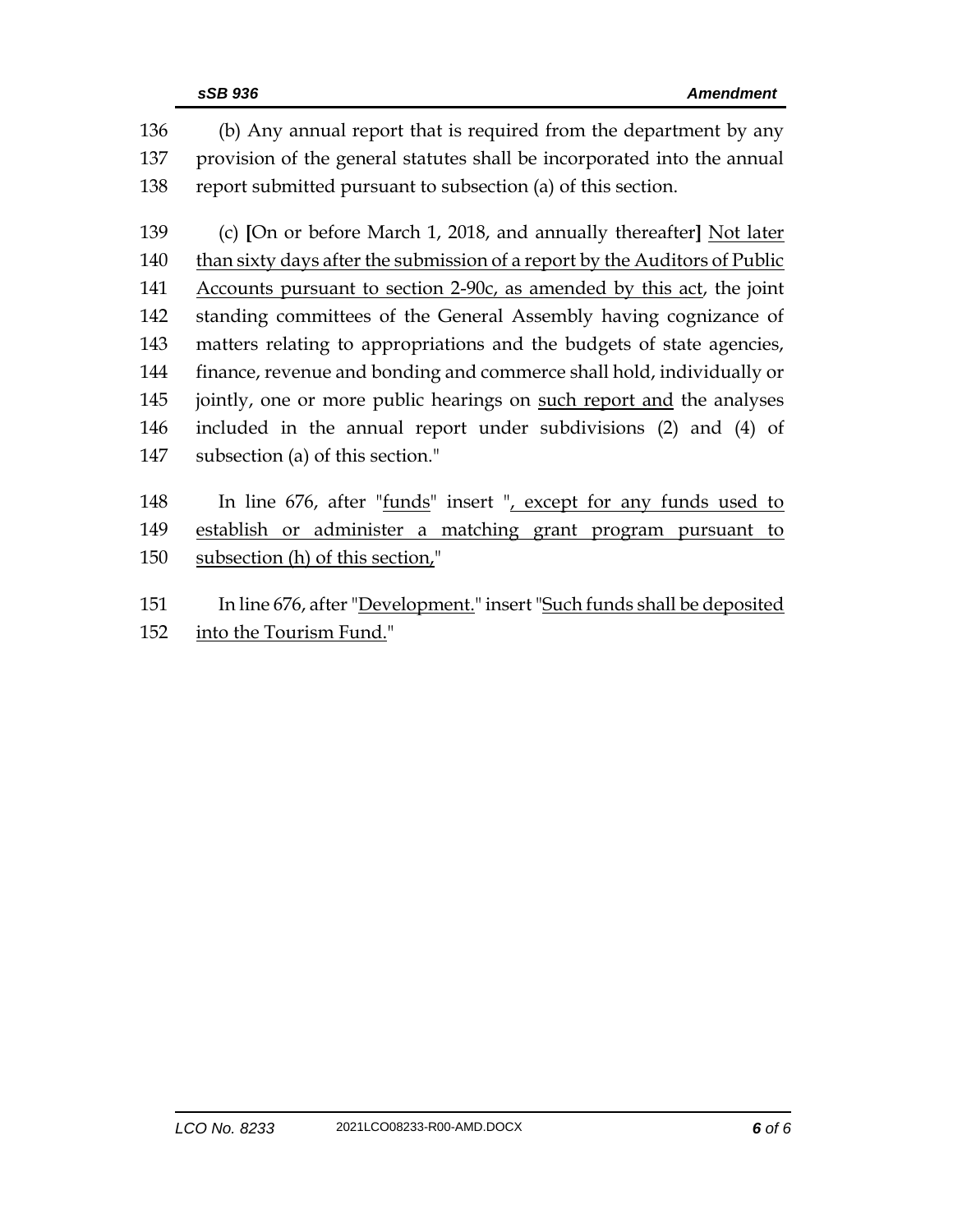136 (b) Any annual report that is required from the department by any
137 provision of the general statutes shall be incorporated into the annual
138 report submitted pursuant to subsection (a) of this section.

139 (c) **[**On or before March 1, 2018, and annually thereafter**]** <u>Not later</u>
140 <u>than sixty days after the submission of a report by the Auditors of Public</u>
141 <u>Accounts pursuant to section 2-90c, as amended by this act</u>, the joint
142 standing committees of the General Assembly having cognizance of
143 matters relating to appropriations and the budgets of state agencies,
144 finance, revenue and bonding and commerce shall hold, individually or
145 jointly, one or more public hearings on <u>such report and</u> the analyses
146 included in the annual report under subdivisions (2) and (4) of
147 subsection (a) of this section."

148 In line 676, after "<u>funds</u>" insert "<u>, except for any funds used to</u>
149 <u>establish or administer a matching grant program pursuant to</u>
150 <u>subsection (h) of this section,</u>"

151 In line 676, after "<u>Development.</u>" insert "<u>Such funds shall be deposited</u>
152 <u>into the Tourism Fund.</u>"